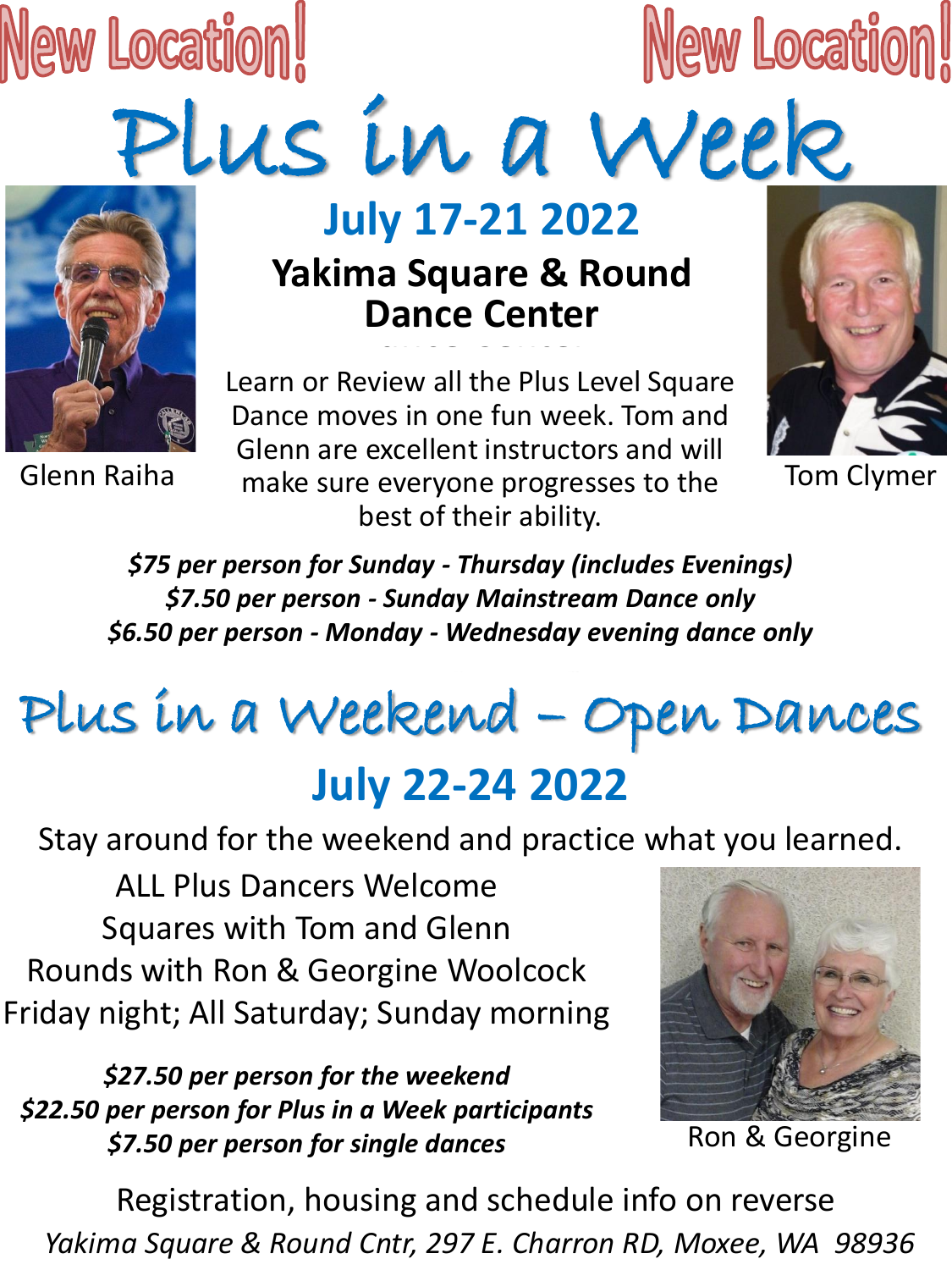New Location! New Location!

# Plus in a Week

## July 17-21 2022

### Yakima Square & Round Dance Center

Glenn Raiha

Learn or Review all the Plus Level Square Dance moves in one fun week. Tom and Glenn are excellent instructors and will make sure everyone progresses to the best of their ability.

Tom Clymer

***$75 per person for Sunday - Thursday (includes Evenings)***
***$7.50 per person - Sunday Mainstream Dance only***
***$6.50 per person - Monday - Wednesday evening dance only***

# Plus in a Weekend – Open Dances

## July 22-24 2022

Stay around for the weekend and practice what you learned.

ALL Plus Dancers Welcome
Squares with Tom and Glenn
Rounds with Ron & Georgine Woolcock
Friday night; All Saturday; Sunday morning

***$27.50 per person for the weekend***
***$22.50 per person for Plus in a Week participants***
***$7.50 per person for single dances***

Ron & Georgine

Registration, housing and schedule info on reverse

*Yakima Square & Round Cntr, 297 E. Charron RD, Moxee, WA 98936*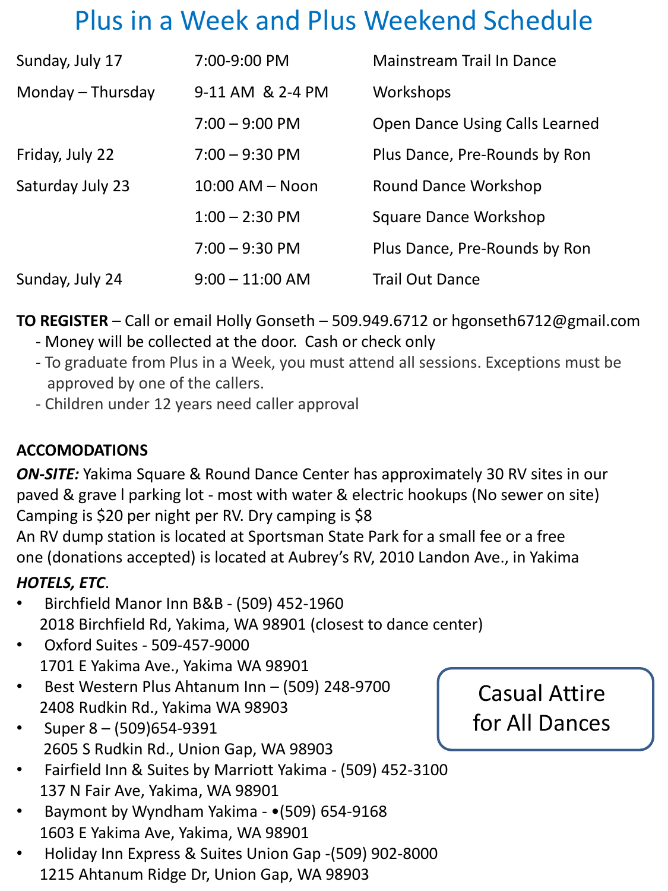# Plus in a Week and Plus Weekend Schedule

| | | |
|---|---|---|
| Sunday, July 17 | 7:00-9:00 PM | Mainstream Trail In Dance |
| Monday – Thursday | 9-11 AM & 2-4 PM | Workshops |
| | 7:00 – 9:00 PM | Open Dance Using Calls Learned |
| Friday, July 22 | 7:00 – 9:30 PM | Plus Dance, Pre-Rounds by Ron |
| Saturday July 23 | 10:00 AM – Noon | Round Dance Workshop |
| | 1:00 – 2:30 PM | Square Dance Workshop |
| | 7:00 – 9:30 PM | Plus Dance, Pre-Rounds by Ron |
| Sunday, July 24 | 9:00 – 11:00 AM | Trail Out Dance |

**TO REGISTER** – Call or email Holly Gonseth – 509.949.6712 or hgonseth6712@gmail.com

- Money will be collected at the door. Cash or check only
- To graduate from Plus in a Week, you must attend all sessions. Exceptions must be approved by one of the callers.
- Children under 12 years need caller approval

**ACCOMODATIONS**

***ON-SITE:*** Yakima Square & Round Dance Center has approximately 30 RV sites in our paved & grave l parking lot - most with water & electric hookups (No sewer on site) Camping is $20 per night per RV. Dry camping is $8
An RV dump station is located at Sportsman State Park for a small fee or a free one (donations accepted) is located at Aubrey's RV, 2010 Landon Ave., in Yakima

***HOTELS, ETC*.**

- Birchfield Manor Inn B&B - (509) 452-1960
  2018 Birchfield Rd, Yakima, WA 98901 (closest to dance center)
- Oxford Suites - 509-457-9000
  1701 E Yakima Ave., Yakima WA 98901
- Best Western Plus Ahtanum Inn – (509) 248-9700
  2408 Rudkin Rd., Yakima WA 98903
- Super 8 – (509)654-9391
  2605 S Rudkin Rd., Union Gap, WA 98903
- Fairfield Inn & Suites by Marriott Yakima - (509) 452-3100
  137 N Fair Ave, Yakima, WA 98901
- Baymont by Wyndham Yakima - •(509) 654-9168
  1603 E Yakima Ave, Yakima, WA 98901
- Holiday Inn Express & Suites Union Gap -(509) 902-8000
  1215 Ahtanum Ridge Dr, Union Gap, WA 98903

Casual Attire for All Dances